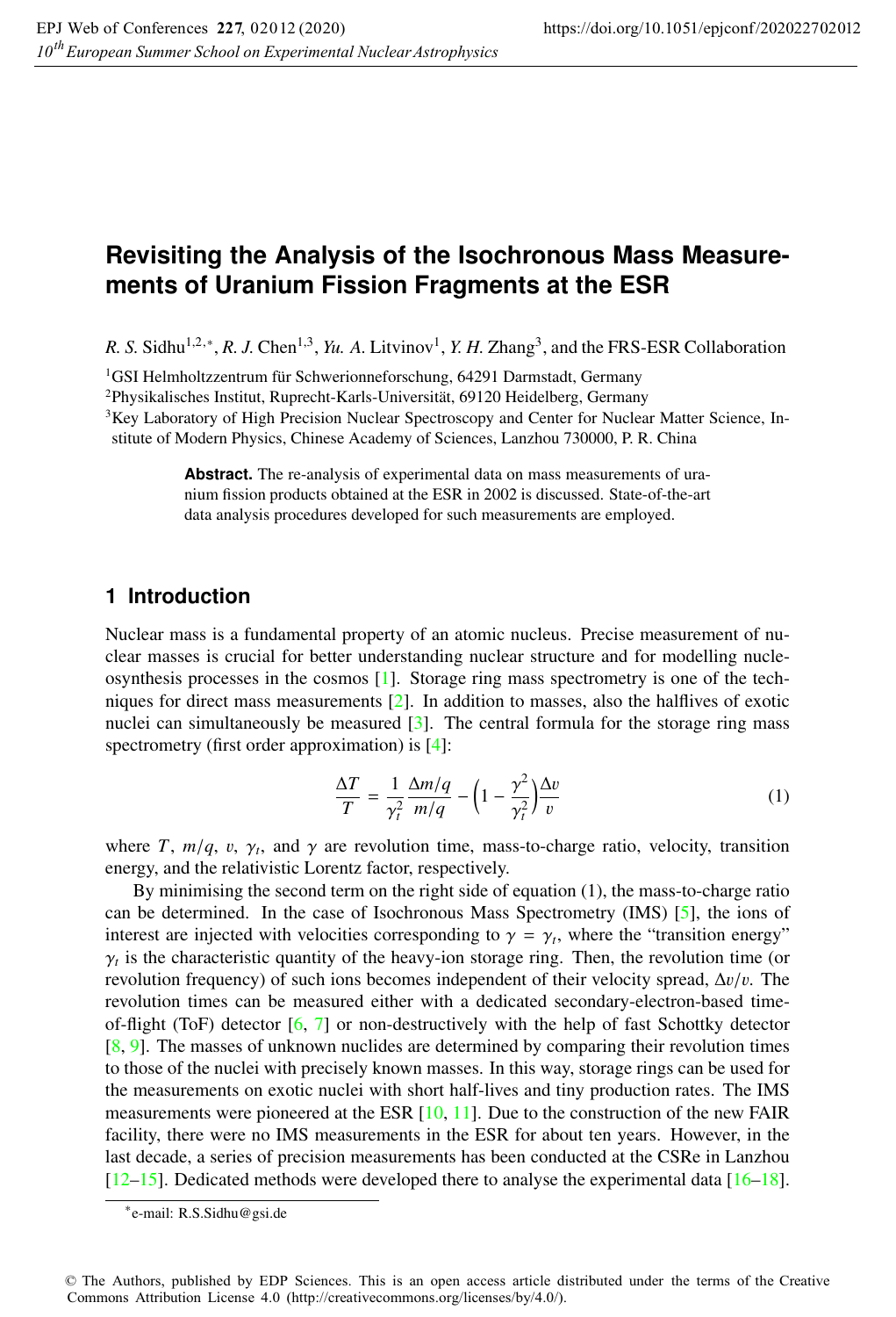# Revisiting the Analysis of the Isochronous Mass Measurements of Uranium Fission Fragments at the ESR

*R. S.* Sidhu[1,2,*], *R. J.* Chen[1,3], *Yu. A.* Litvinov[1], *Y. H.* Zhang[3], and the FRS-ESR Collaboration

[1]GSI Helmholtzzentrum für Schwerionneforschung, 64291 Darmstadt, Germany

[2]Physikalisches Institut, Ruprecht-Karls-Universität, 69120 Heidelberg, Germany

[3]Key Laboratory of High Precision Nuclear Spectroscopy and Center for Nuclear Matter Science, Institute of Modern Physics, Chinese Academy of Sciences, Lanzhou 730000, P. R. China

**Abstract.** The re-analysis of experimental data on mass measurements of uranium fission products obtained at the ESR in 2002 is discussed. State-of-the-art data analysis procedures developed for such measurements are employed.

## 1 Introduction

Nuclear mass is a fundamental property of an atomic nucleus. Precise measurement of nuclear masses is crucial for better understanding nuclear structure and for modelling nucleosynthesis processes in the cosmos [1]. Storage ring mass spectrometry is one of the techniques for direct mass measurements [2]. In addition to masses, also the halflives of exotic nuclei can simultaneously be measured [3]. The central formula for the storage ring mass spectrometry (first order approximation) is [4]:

$$\frac{\Delta T}{T} = \frac{1}{\gamma_t^2}\frac{\Delta m/q}{m/q} - \left(1 - \frac{\gamma^2}{\gamma_t^2}\right)\frac{\Delta v}{v} \tag{1}$$

where $T$, $m/q$, $v$, $\gamma_t$, and $\gamma$ are revolution time, mass-to-charge ratio, velocity, transition energy, and the relativistic Lorentz factor, respectively.

By minimising the second term on the right side of equation (1), the mass-to-charge ratio can be determined. In the case of Isochronous Mass Spectrometry (IMS) [5], the ions of interest are injected with velocities corresponding to $\gamma = \gamma_t$, where the "transition energy" $\gamma_t$ is the characteristic quantity of the heavy-ion storage ring. Then, the revolution time (or revolution frequency) of such ions becomes independent of their velocity spread, $\Delta v/v$. The revolution times can be measured either with a dedicated secondary-electron-based time-of-flight (ToF) detector [6, 7] or non-destructively with the help of fast Schottky detector [8, 9]. The masses of unknown nuclides are determined by comparing their revolution times to those of the nuclei with precisely known masses. In this way, storage rings can be used for the measurements on exotic nuclei with short half-lives and tiny production rates. The IMS measurements were pioneered at the ESR [10, 11]. Due to the construction of the new FAIR facility, there were no IMS measurements in the ESR for about ten years. However, in the last decade, a series of precision measurements has been conducted at the CSRe in Lanzhou [12–15]. Dedicated methods were developed there to analyse the experimental data [16–18].

*e-mail: R.S.Sidhu@gsi.de

© The Authors, published by EDP Sciences. This is an open access article distributed under the terms of the Creative Commons Attribution License 4.0 (http://creativecommons.org/licenses/by/4.0/).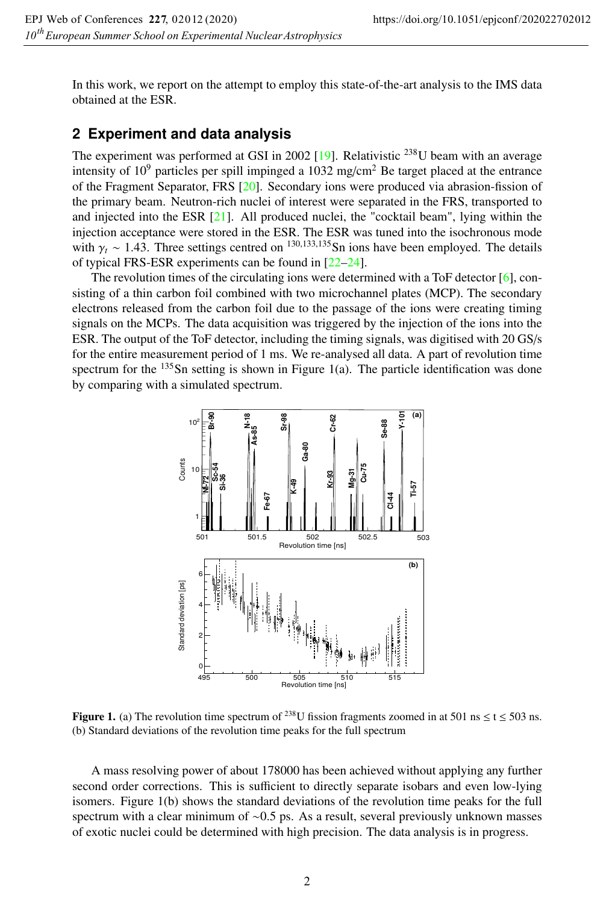In this work, we report on the attempt to employ this state-of-the-art analysis to the IMS data obtained at the ESR.

## 2 Experiment and data analysis

The experiment was performed at GSI in 2002 [19]. Relativistic $^{238}$U beam with an average intensity of $10^9$ particles per spill impinged a 1032 mg/cm$^2$ Be target placed at the entrance of the Fragment Separator, FRS [20]. Secondary ions were produced via abrasion-fission of the primary beam. Neutron-rich nuclei of interest were separated in the FRS, transported to and injected into the ESR [21]. All produced nuclei, the "cocktail beam", lying within the injection acceptance were stored in the ESR. The ESR was tuned into the isochronous mode with $\gamma_t \sim 1.43$. Three settings centred on $^{130,133,135}$Sn ions have been employed. The details of typical FRS-ESR experiments can be found in [22–24].

The revolution times of the circulating ions were determined with a ToF detector [6], consisting of a thin carbon foil combined with two microchannel plates (MCP). The secondary electrons released from the carbon foil due to the passage of the ions were creating timing signals on the MCPs. The data acquisition was triggered by the injection of the ions into the ESR. The output of the ToF detector, including the timing signals, was digitised with 20 GS/s for the entire measurement period of 1 ms. We re-analysed all data. A part of revolution time spectrum for the $^{135}$Sn setting is shown in Figure 1(a). The particle identification was done by comparing with a simulated spectrum.

**Figure 1.** (a) The revolution time spectrum of $^{238}$U fission fragments zoomed in at 501 ns $\leq$ t $\leq$ 503 ns. (b) Standard deviations of the revolution time peaks for the full spectrum

A mass resolving power of about 178000 has been achieved without applying any further second order corrections. This is sufficient to directly separate isobars and even low-lying isomers. Figure 1(b) shows the standard deviations of the revolution time peaks for the full spectrum with a clear minimum of ~0.5 ps. As a result, several previously unknown masses of exotic nuclei could be determined with high precision. The data analysis is in progress.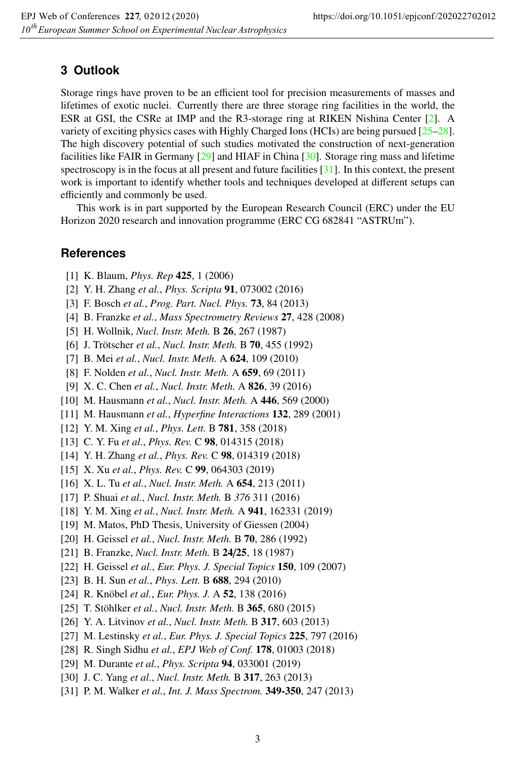## 3 Outlook

Storage rings have proven to be an efficient tool for precision measurements of masses and lifetimes of exotic nuclei. Currently there are three storage ring facilities in the world, the ESR at GSI, the CSRe at IMP and the R3-storage ring at RIKEN Nishina Center [2]. A variety of exciting physics cases with Highly Charged Ions (HCIs) are being pursued [25–28]. The high discovery potential of such studies motivated the construction of next-generation facilities like FAIR in Germany [29] and HIAF in China [30]. Storage ring mass and lifetime spectroscopy is in the focus at all present and future facilities [31]. In this context, the present work is important to identify whether tools and techniques developed at different setups can efficiently and commonly be used.

This work is in part supported by the European Research Council (ERC) under the EU Horizon 2020 research and innovation programme (ERC CG 682841 "ASTRUm").

## References

[1] K. Blaum, *Phys. Rep* **425**, 1 (2006)
[2] Y. H. Zhang *et al.*, *Phys. Scripta* **91**, 073002 (2016)
[3] F. Bosch *et al.*, *Prog. Part. Nucl. Phys.* **73**, 84 (2013)
[4] B. Franzke *et al.*, *Mass Spectrometry Reviews* **27**, 428 (2008)
[5] H. Wollnik, *Nucl. Instr. Meth.* B **26**, 267 (1987)
[6] J. Trötscher *et al.*, *Nucl. Instr. Meth.* B **70**, 455 (1992)
[7] B. Mei *et al.*, *Nucl. Instr. Meth.* A **624**, 109 (2010)
[8] F. Nolden *et al.*, *Nucl. Instr. Meth.* A **659**, 69 (2011)
[9] X. C. Chen *et al.*, *Nucl. Instr. Meth.* A **826**, 39 (2016)
[10] M. Hausmann *et al.*, *Nucl. Instr. Meth.* A **446**, 569 (2000)
[11] M. Hausmann *et al.*, *Hyperfine Interactions* **132**, 289 (2001)
[12] Y. M. Xing *et al.*, *Phys. Lett.* B **781**, 358 (2018)
[13] C. Y. Fu *et al.*, *Phys. Rev.* C **98**, 014315 (2018)
[14] Y. H. Zhang *et al.*, *Phys. Rev.* C **98**, 014319 (2018)
[15] X. Xu *et al.*, *Phys. Rev.* C **99**, 064303 (2019)
[16] X. L. Tu *et al.*, *Nucl. Instr. Meth.* A **654**, 213 (2011)
[17] P. Shuai *et al.*, *Nucl. Instr. Meth.* B *376* 311 (2016)
[18] Y. M. Xing *et al.*, *Nucl. Instr. Meth.* A **941**, 162331 (2019)
[19] M. Matos, PhD Thesis, University of Giessen (2004)
[20] H. Geissel *et al.*, *Nucl. Instr. Meth.* B **70**, 286 (1992)
[21] B. Franzke, *Nucl. Instr. Meth.* B **24/25**, 18 (1987)
[22] H. Geissel *et al.*, *Eur. Phys. J. Special Topics* **150**, 109 (2007)
[23] B. H. Sun *et al.*, *Phys. Lett.* B **688**, 294 (2010)
[24] R. Knöbel *et al.*, *Eur. Phys. J.* A **52**, 138 (2016)
[25] T. Stöhlker *et al.*, *Nucl. Instr. Meth.* B **365**, 680 (2015)
[26] Y. A. Litvinov *et al.*, *Nucl. Instr. Meth.* B **317**, 603 (2013)
[27] M. Lestinsky *et al.*, *Eur. Phys. J. Special Topics* **225**, 797 (2016)
[28] R. Singh Sidhu *et al.*, *EPJ Web of Conf.* **178**, 01003 (2018)
[29] M. Durante *et al.*, *Phys. Scripta* **94**, 033001 (2019)
[30] J. C. Yang *et al.*, *Nucl. Instr. Meth.* B **317**, 263 (2013)
[31] P. M. Walker *et al.*, *Int. J. Mass Spectrom.* **349-350**, 247 (2013)